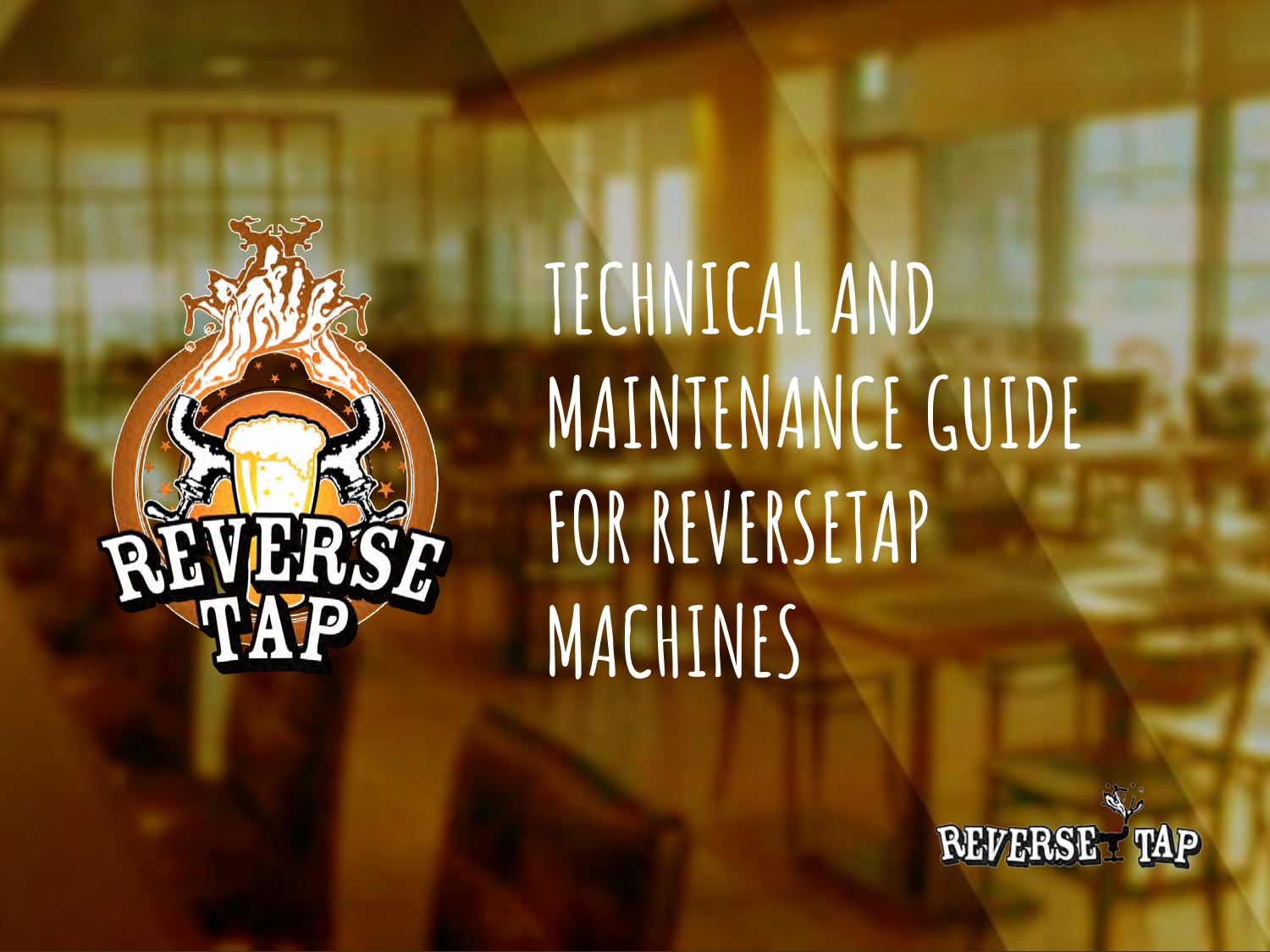# TECHNICAL AND MAINTENANCE GUIDE FOR REVERSETAP MACHINES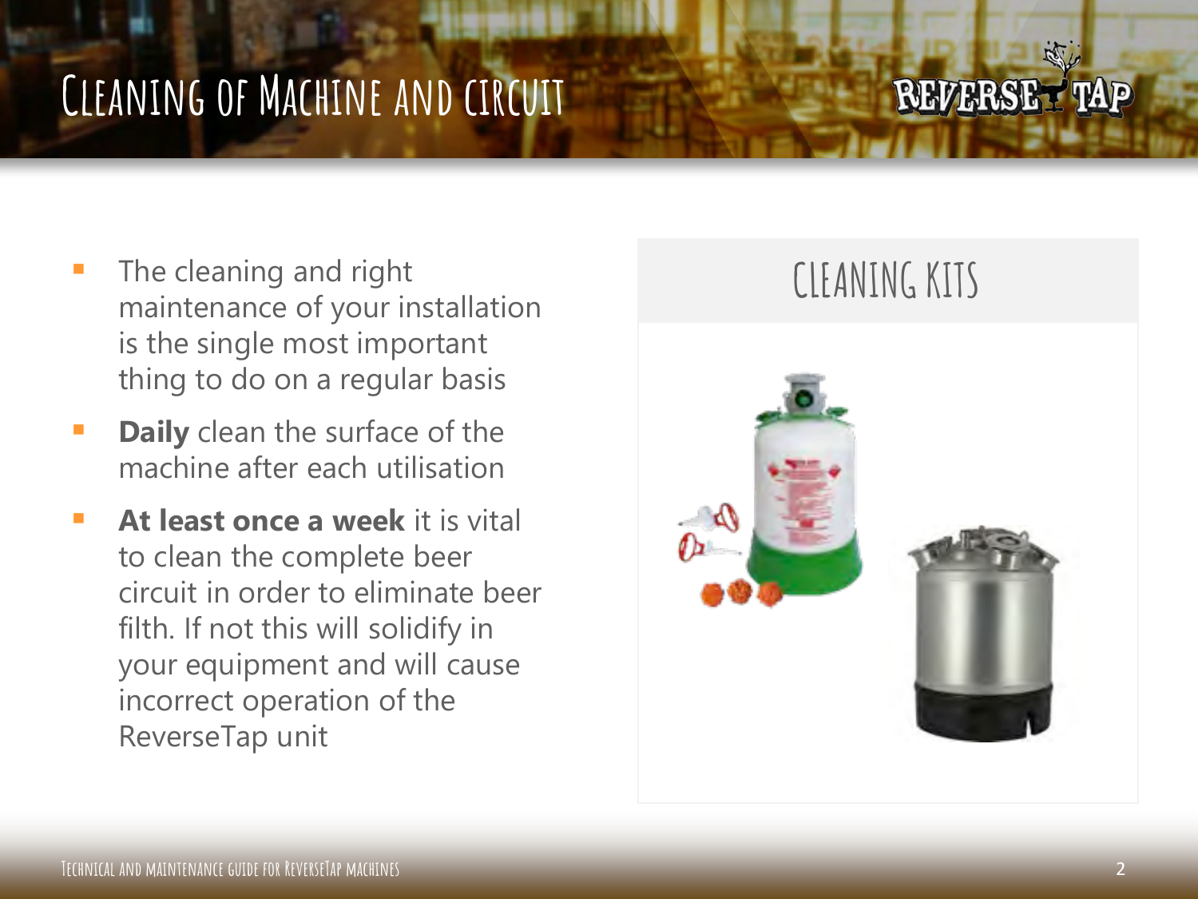# Cleaning of Machine and circuit

- The cleaning and right maintenance of your installation is the single most important thing to do on a regular basis
- **Daily** clean the surface of the machine after each utilisation
- **At least once a week** it is vital to clean the complete beer circuit in order to eliminate beer filth. If not this will solidify in your equipment and will cause incorrect operation of the ReverseTap unit

## CLEANING KITS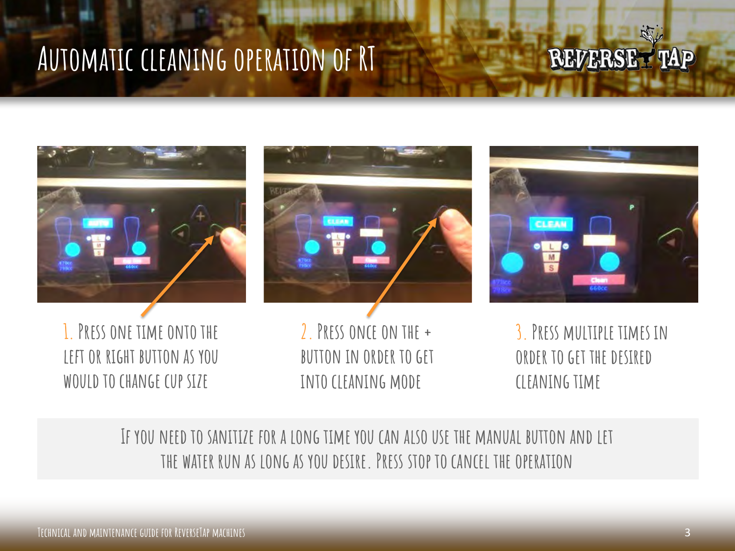# Automatic cleaning operation of RT

1. Press one time onto the left or right button as you would to change cup size

2. Press once on the + button in order to get into cleaning mode

3. Press multiple times in order to get the desired cleaning time

If you need to sanitize for a long time you can also use the manual button and let the water run as long as you desire. Press stop to cancel the operation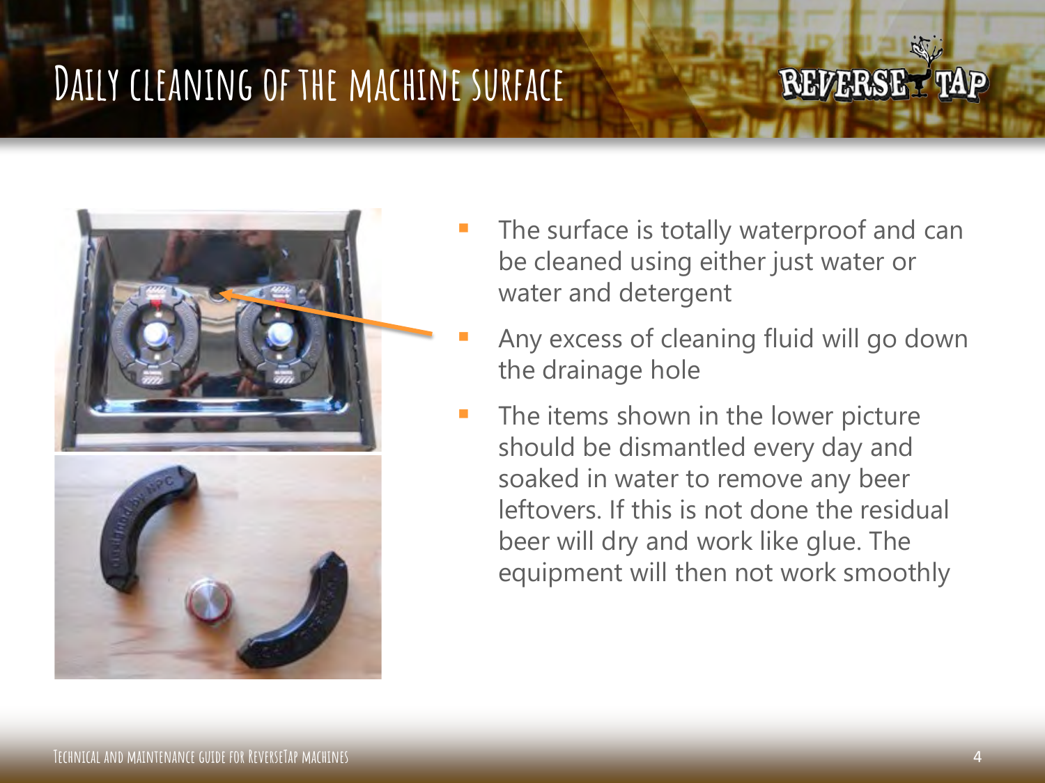# Daily cleaning of the machine surface

- The surface is totally waterproof and can be cleaned using either just water or water and detergent
- Any excess of cleaning fluid will go down the drainage hole
- The items shown in the lower picture should be dismantled every day and soaked in water to remove any beer leftovers. If this is not done the residual beer will dry and work like glue. The equipment will then not work smoothly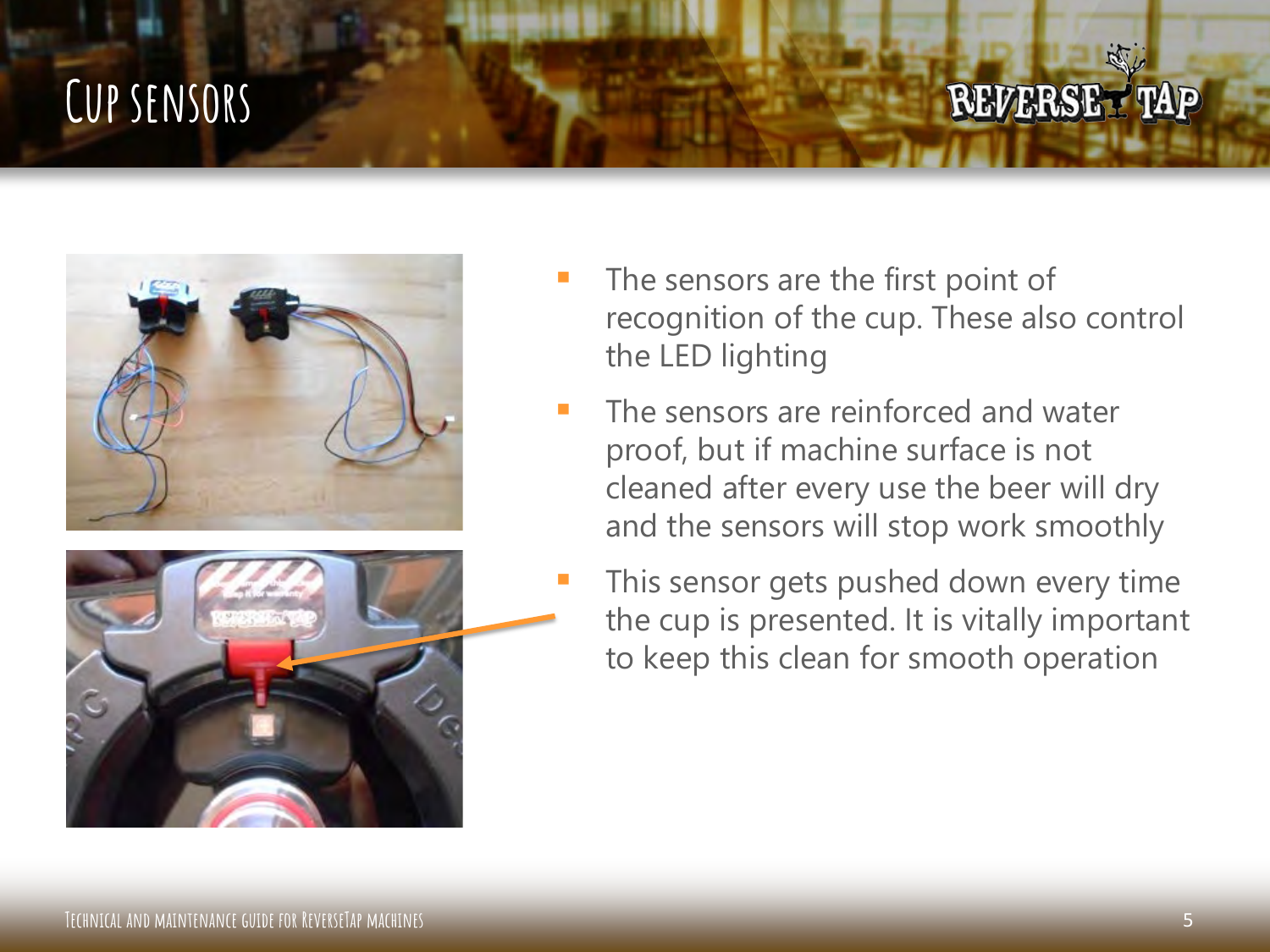# Cup sensors

- The sensors are the first point of recognition of the cup. These also control the LED lighting
- The sensors are reinforced and water proof, but if machine surface is not cleaned after every use the beer will dry and the sensors will stop work smoothly
- This sensor gets pushed down every time the cup is presented. It is vitally important to keep this clean for smooth operation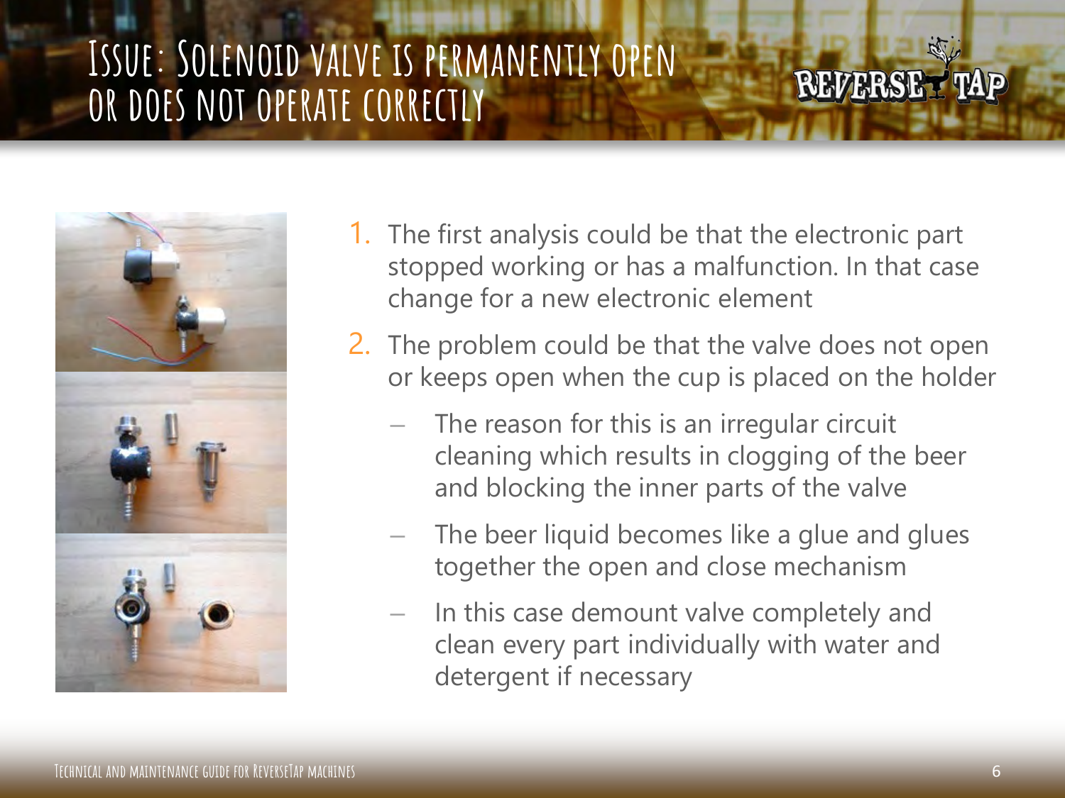# Issue: Solenoid valve is permanently open or does not operate correctly

1. The first analysis could be that the electronic part stopped working or has a malfunction. In that case change for a new electronic element
2. The problem could be that the valve does not open or keeps open when the cup is placed on the holder
   - The reason for this is an irregular circuit cleaning which results in clogging of the beer and blocking the inner parts of the valve
   - The beer liquid becomes like a glue and glues together the open and close mechanism
   - In this case demount valve completely and clean every part individually with water and detergent if necessary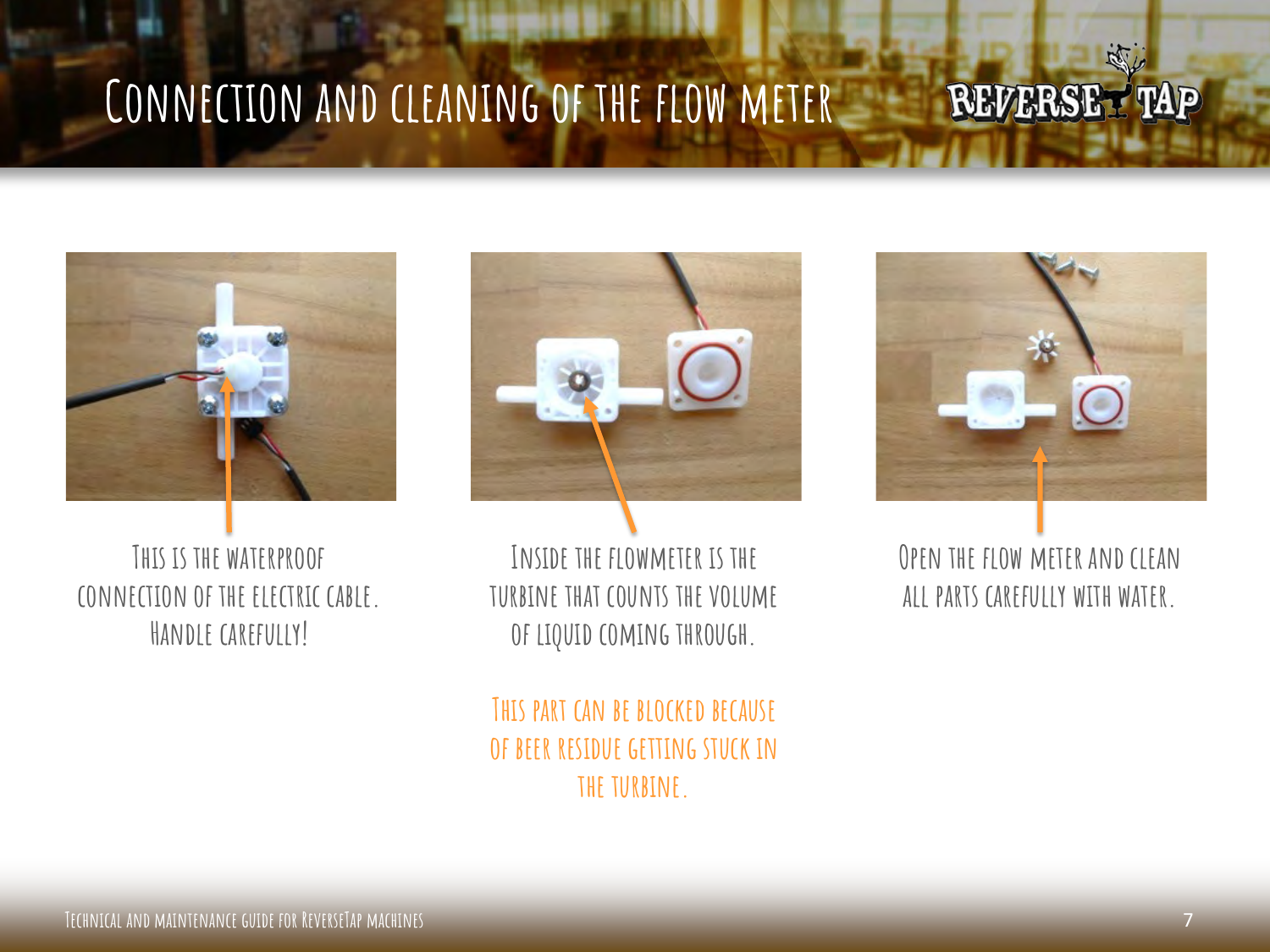# Connection and cleaning of the flow meter

This is the waterproof connection of the electric cable. Handle carefully!

Inside the flowmeter is the turbine that counts the volume of liquid coming through.

This part can be blocked because of beer residue getting stuck in the turbine.

Open the flow meter and clean all parts carefully with water.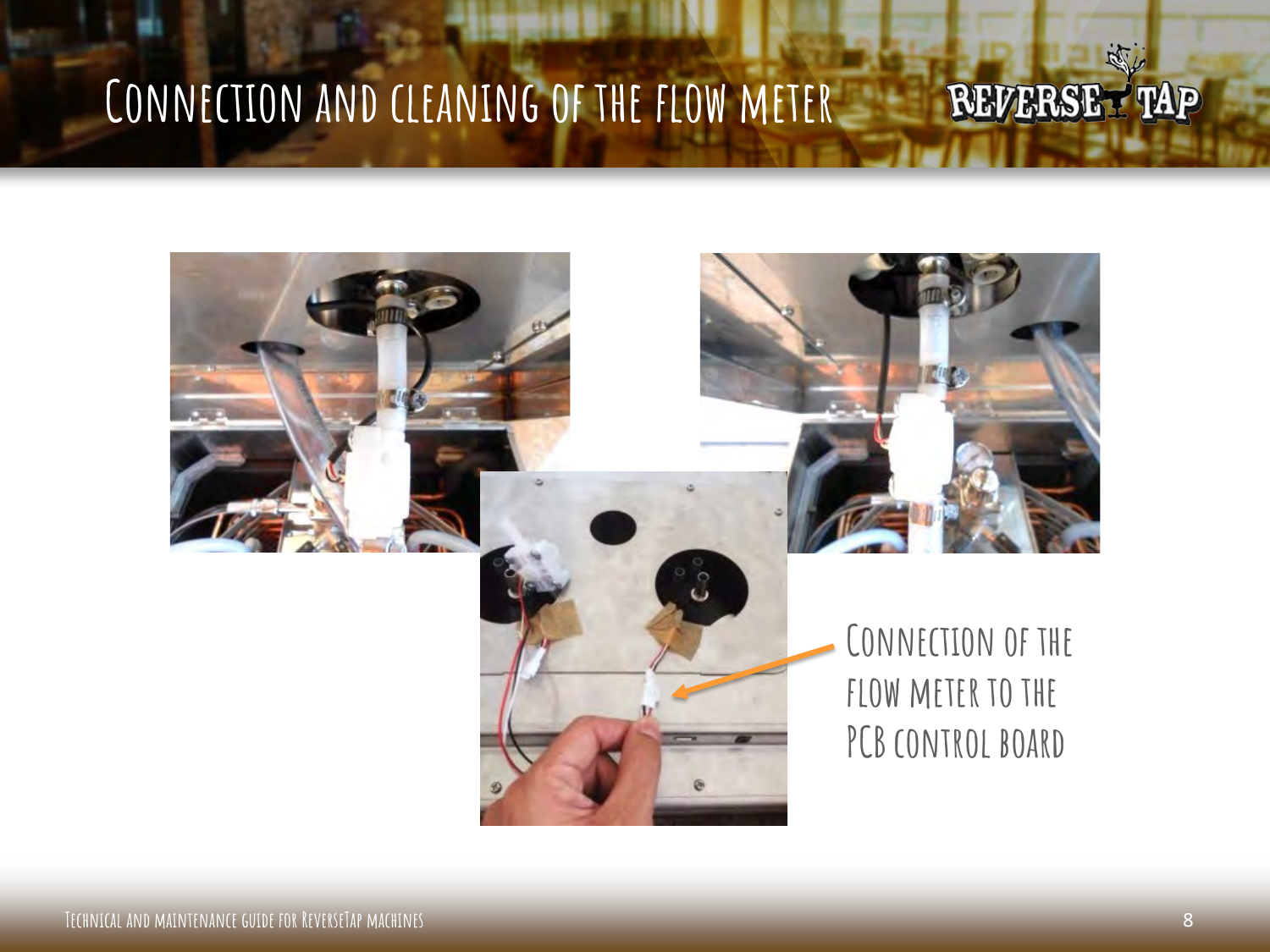# Connection and cleaning of the flow meter

Connection of the flow meter to the PCB control board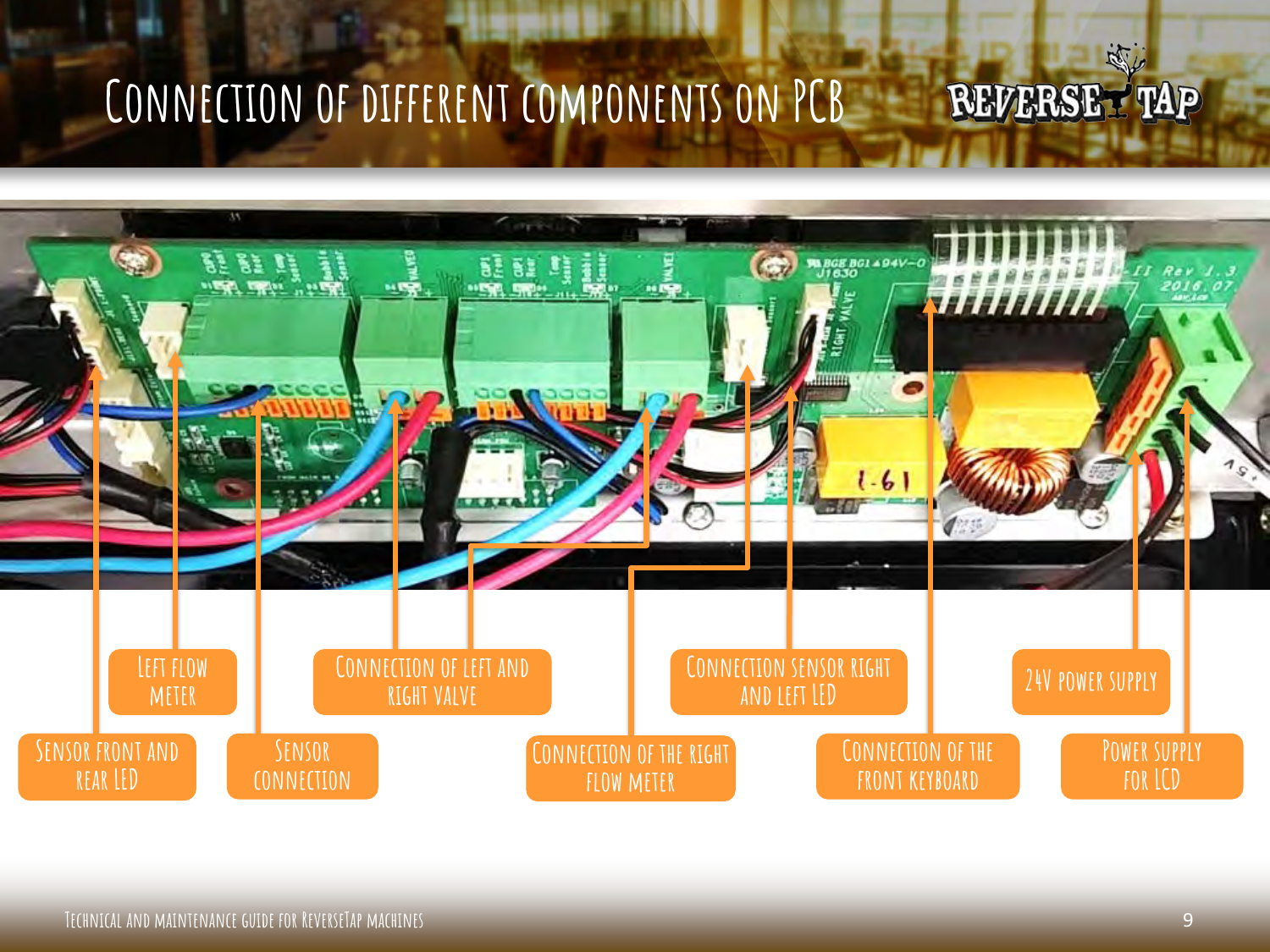# Connection of different components on PCB

- Sensor front and rear LED
- Left flow meter
- Sensor connection
- Connection of left and right valve
- Connection of the right flow meter
- Connection sensor right and left LED
- Connection of the front keyboard
- 24V power supply
- Power supply for LCD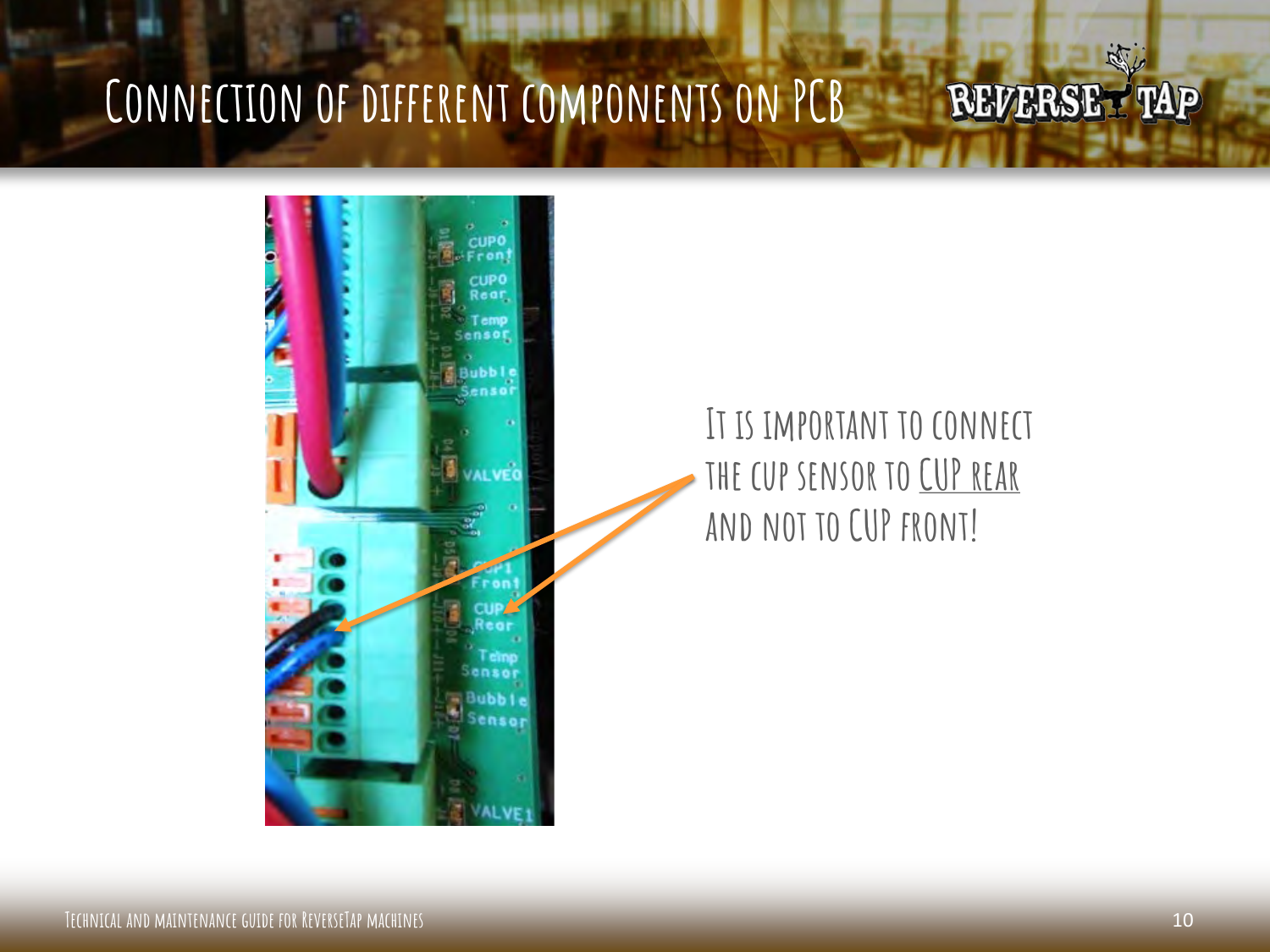# Connection of different components on PCB

It is important to connect the cup sensor to CUP rear and not to CUP front!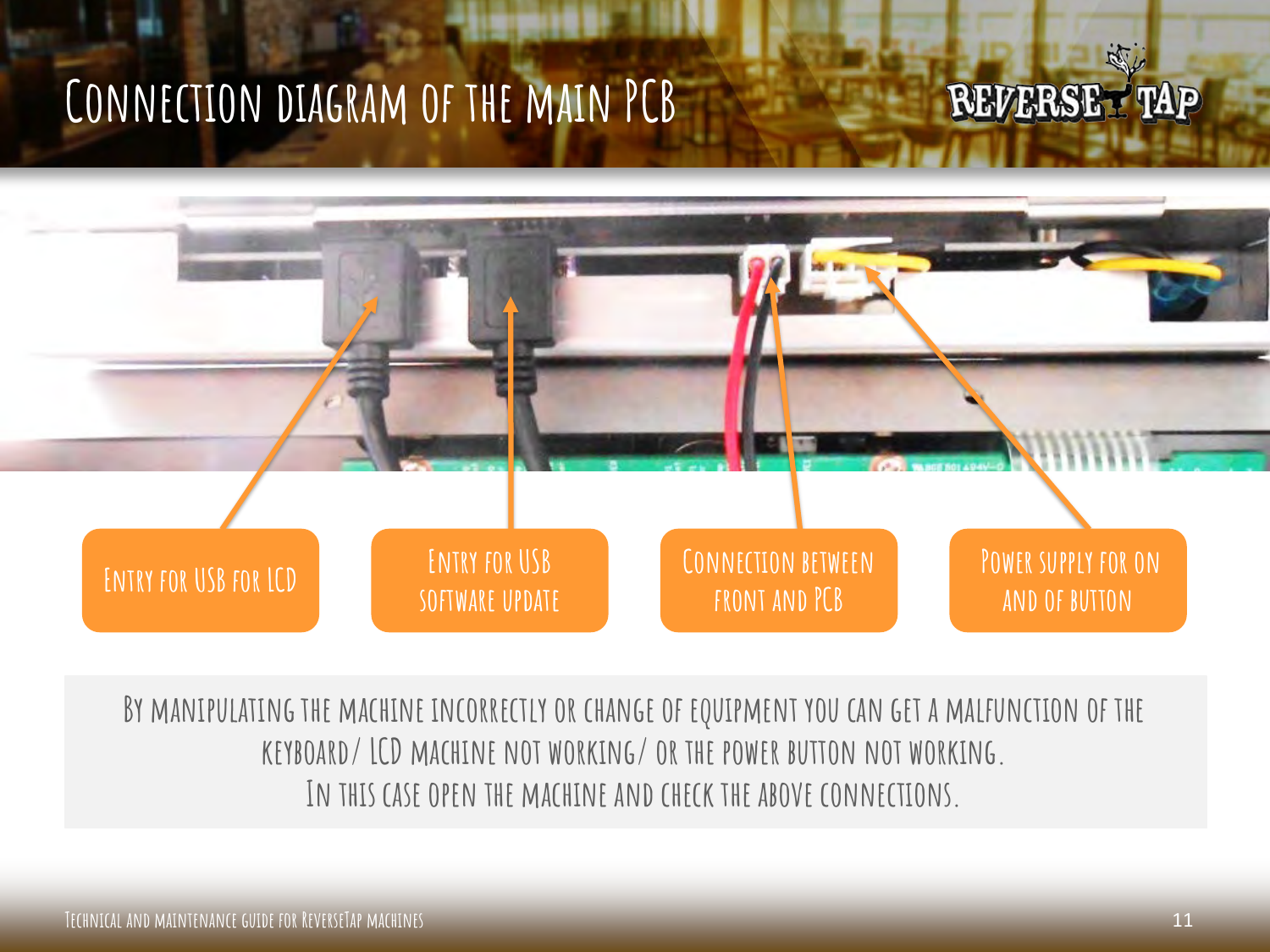# Connection diagram of the main PCB

Entry for USB for LCD

Entry for USB software update

Connection between front and PCB

Power supply for on and of button

By manipulating the machine incorrectly or change of equipment you can get a malfunction of the keyboard/ LCD machine not working/ or the power button not working.
In this case open the machine and check the above connections.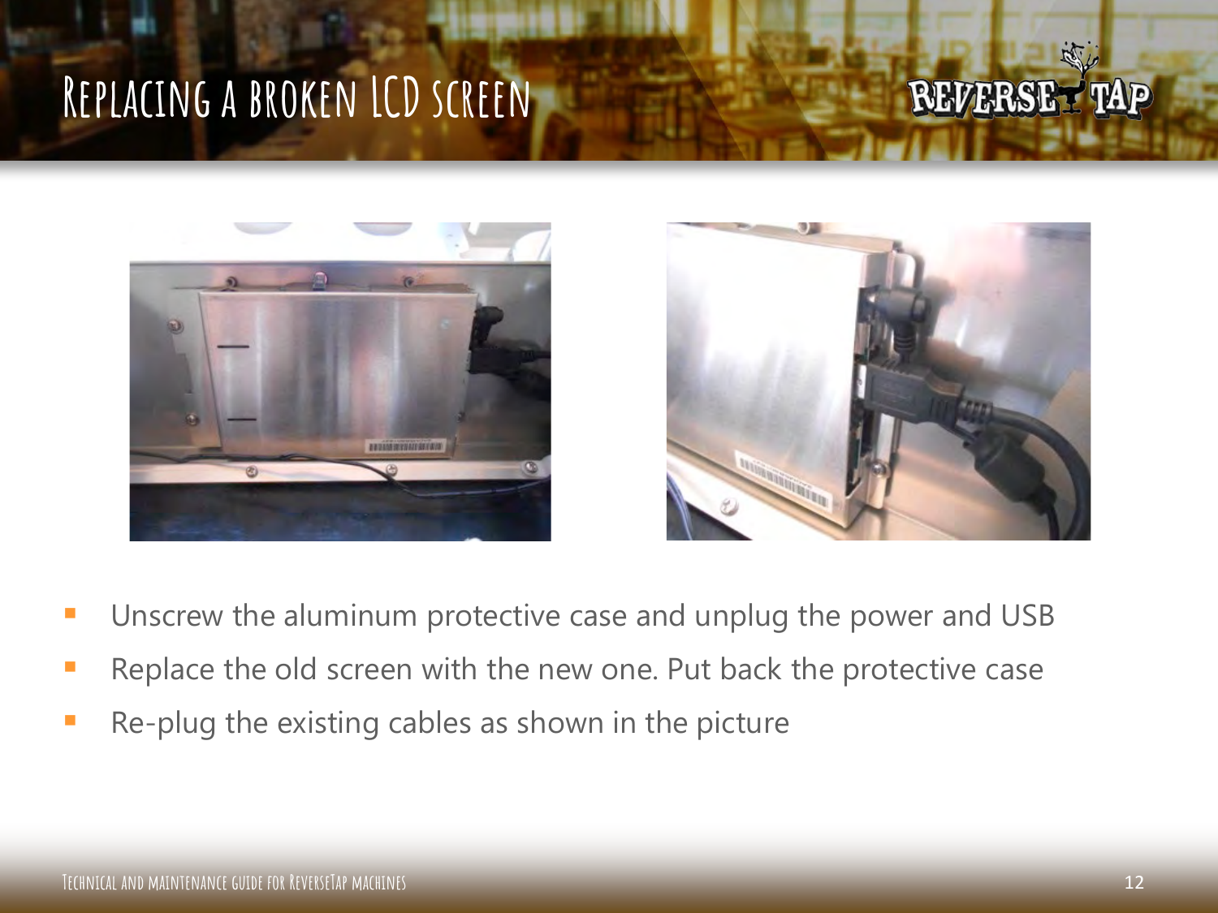# Replacing a broken LCD screen

- Unscrew the aluminum protective case and unplug the power and USB
- Replace the old screen with the new one. Put back the protective case
- Re-plug the existing cables as shown in the picture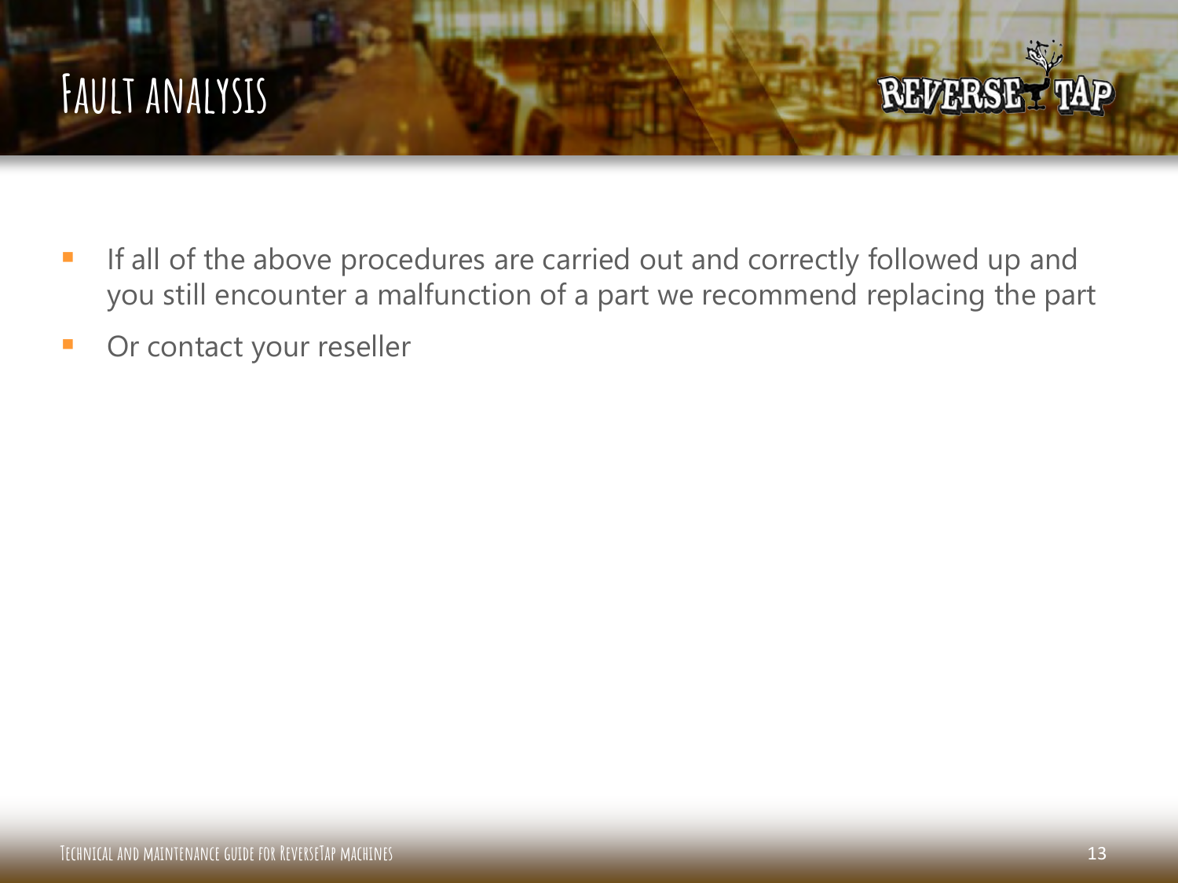# Fault analysis

- If all of the above procedures are carried out and correctly followed up and you still encounter a malfunction of a part we recommend replacing the part
- Or contact your reseller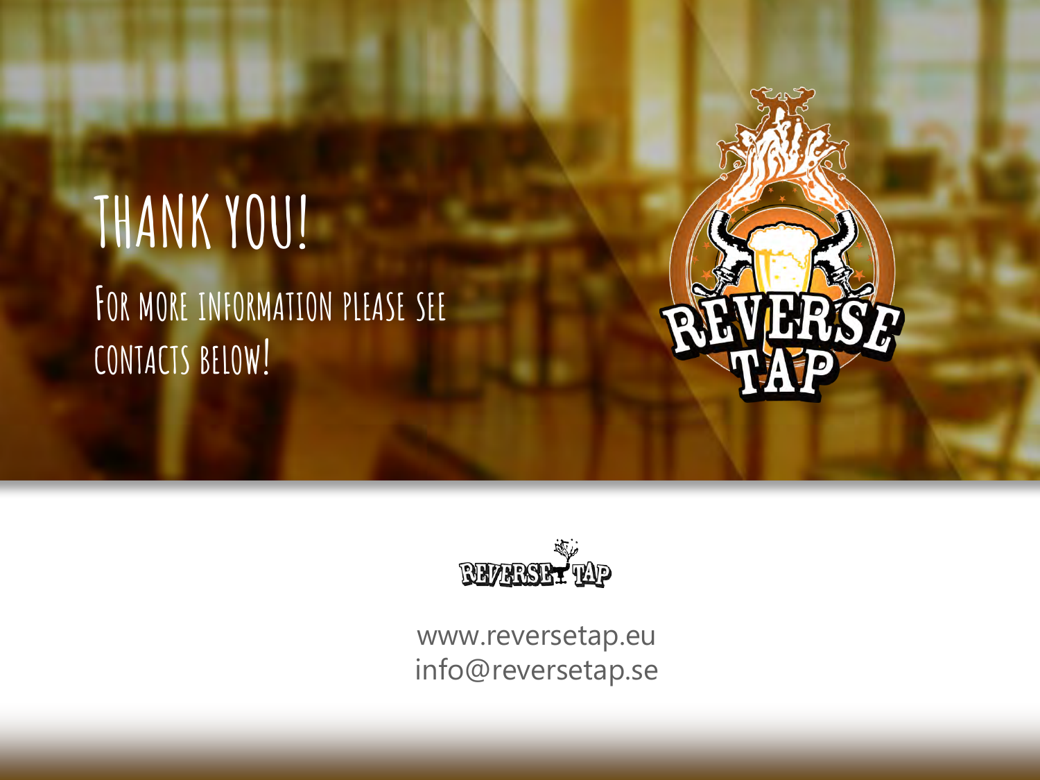# THANK YOU!

For more information please see contacts below!

www.reversetap.eu
info@reversetap.se